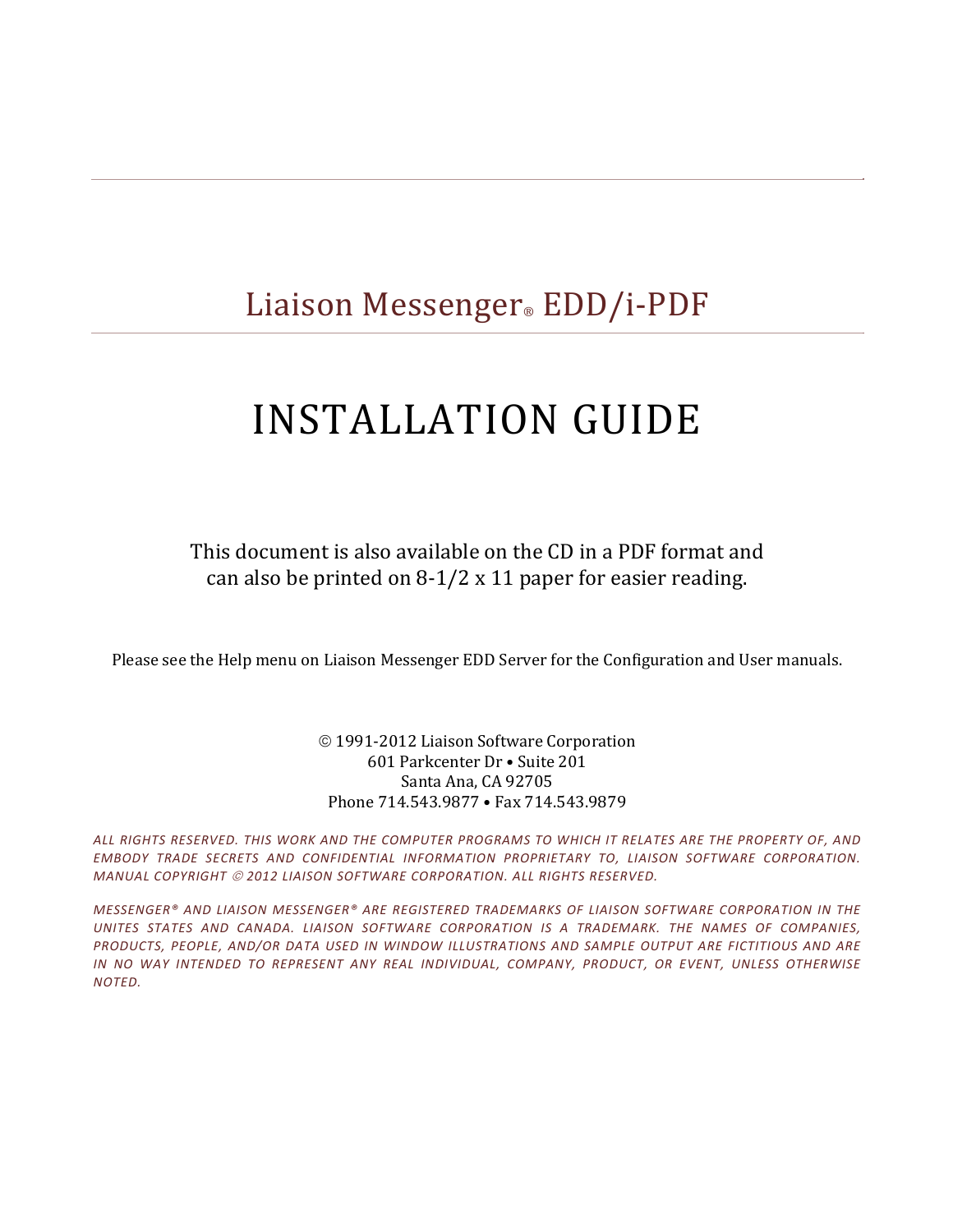# Liaison Messenger® EDD/i-PDF

# INSTALLATION GUIDE

This document is also available on the CD in a PDF format and can also be printed on 8-1/2 x 11 paper for easier reading.

Please see the Help menu on Liaison Messenger EDD Server for the Configuration and User manuals.

© 1991-2012 Liaison Software Corporation
601 Parkcenter Dr • Suite 201
Santa Ana, CA 92705
Phone 714.543.9877 • Fax 714.543.9879

*ALL RIGHTS RESERVED. THIS WORK AND THE COMPUTER PROGRAMS TO WHICH IT RELATES ARE THE PROPERTY OF, AND EMBODY TRADE SECRETS AND CONFIDENTIAL INFORMATION PROPRIETARY TO, LIAISON SOFTWARE CORPORATION. MANUAL COPYRIGHT © 2012 LIAISON SOFTWARE CORPORATION. ALL RIGHTS RESERVED.*

*MESSENGER® AND LIAISON MESSENGER® ARE REGISTERED TRADEMARKS OF LIAISON SOFTWARE CORPORATION IN THE UNITES STATES AND CANADA. LIAISON SOFTWARE CORPORATION IS A TRADEMARK. THE NAMES OF COMPANIES, PRODUCTS, PEOPLE, AND/OR DATA USED IN WINDOW ILLUSTRATIONS AND SAMPLE OUTPUT ARE FICTITIOUS AND ARE IN NO WAY INTENDED TO REPRESENT ANY REAL INDIVIDUAL, COMPANY, PRODUCT, OR EVENT, UNLESS OTHERWISE NOTED.*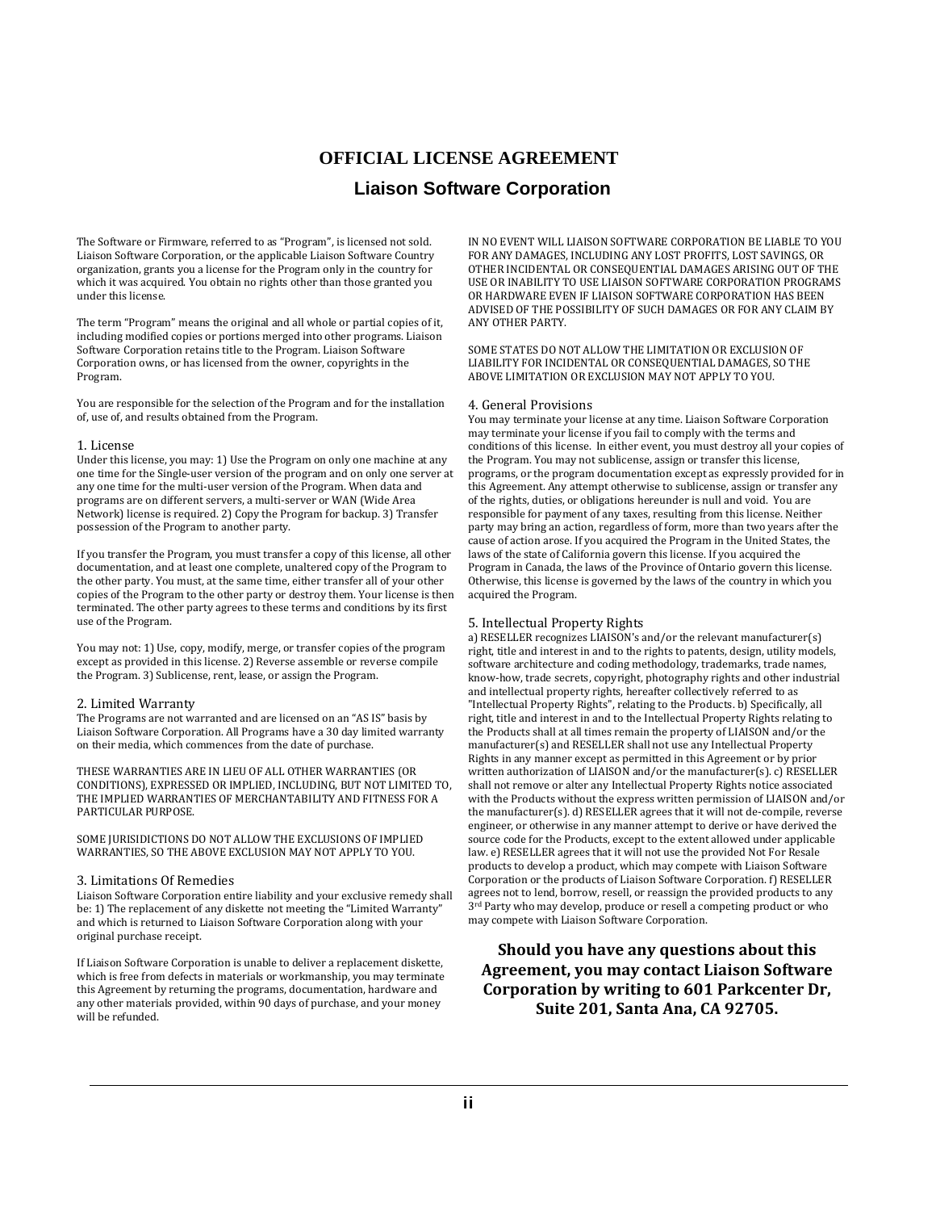# OFFICIAL LICENSE AGREEMENT

## Liaison Software Corporation

The Software or Firmware, referred to as "Program", is licensed not sold. Liaison Software Corporation, or the applicable Liaison Software Country organization, grants you a license for the Program only in the country for which it was acquired. You obtain no rights other than those granted you under this license.

The term "Program" means the original and all whole or partial copies of it, including modified copies or portions merged into other programs. Liaison Software Corporation retains title to the Program. Liaison Software Corporation owns, or has licensed from the owner, copyrights in the Program.

You are responsible for the selection of the Program and for the installation of, use of, and results obtained from the Program.

### 1. License

Under this license, you may: 1) Use the Program on only one machine at any one time for the Single-user version of the program and on only one server at any one time for the multi-user version of the Program. When data and programs are on different servers, a multi-server or WAN (Wide Area Network) license is required. 2) Copy the Program for backup. 3) Transfer possession of the Program to another party.

If you transfer the Program, you must transfer a copy of this license, all other documentation, and at least one complete, unaltered copy of the Program to the other party. You must, at the same time, either transfer all of your other copies of the Program to the other party or destroy them. Your license is then terminated. The other party agrees to these terms and conditions by its first use of the Program.

You may not: 1) Use, copy, modify, merge, or transfer copies of the program except as provided in this license. 2) Reverse assemble or reverse compile the Program. 3) Sublicense, rent, lease, or assign the Program.

### 2. Limited Warranty

The Programs are not warranted and are licensed on an "AS IS" basis by Liaison Software Corporation. All Programs have a 30 day limited warranty on their media, which commences from the date of purchase.

THESE WARRANTIES ARE IN LIEU OF ALL OTHER WARRANTIES (OR CONDITIONS), EXPRESSED OR IMPLIED, INCLUDING, BUT NOT LIMITED TO, THE IMPLIED WARRANTIES OF MERCHANTABILITY AND FITNESS FOR A PARTICULAR PURPOSE.

SOME JURISDICTIONS DO NOT ALLOW THE EXCLUSIONS OF IMPLIED WARRANTIES, SO THE ABOVE EXCLUSION MAY NOT APPLY TO YOU.

### 3. Limitations Of Remedies

Liaison Software Corporation entire liability and your exclusive remedy shall be: 1) The replacement of any diskette not meeting the "Limited Warranty" and which is returned to Liaison Software Corporation along with your original purchase receipt.

If Liaison Software Corporation is unable to deliver a replacement diskette, which is free from defects in materials or workmanship, you may terminate this Agreement by returning the programs, documentation, hardware and any other materials provided, within 90 days of purchase, and your money will be refunded.

IN NO EVENT WILL LIAISON SOFTWARE CORPORATION BE LIABLE TO YOU FOR ANY DAMAGES, INCLUDING ANY LOST PROFITS, LOST SAVINGS, OR OTHER INCIDENTAL OR CONSEQUENTIAL DAMAGES ARISING OUT OF THE USE OR INABILITY TO USE LIAISON SOFTWARE CORPORATION PROGRAMS OR HARDWARE EVEN IF LIAISON SOFTWARE CORPORATION HAS BEEN ADVISED OF THE POSSIBILITY OF SUCH DAMAGES OR FOR ANY CLAIM BY ANY OTHER PARTY.

SOME STATES DO NOT ALLOW THE LIMITATION OR EXCLUSION OF LIABILITY FOR INCIDENTAL OR CONSEQUENTIAL DAMAGES, SO THE ABOVE LIMITATION OR EXCLUSION MAY NOT APPLY TO YOU.

### 4. General Provisions

You may terminate your license at any time. Liaison Software Corporation may terminate your license if you fail to comply with the terms and conditions of this license. In either event, you must destroy all your copies of the Program. You may not sublicense, assign or transfer this license, programs, or the program documentation except as expressly provided for in this Agreement. Any attempt otherwise to sublicense, assign or transfer any of the rights, duties, or obligations hereunder is null and void. You are responsible for payment of any taxes, resulting from this license. Neither party may bring an action, regardless of form, more than two years after the cause of action arose. If you acquired the Program in the United States, the laws of the state of California govern this license. If you acquired the Program in Canada, the laws of the Province of Ontario govern this license. Otherwise, this license is governed by the laws of the country in which you acquired the Program.

### 5. Intellectual Property Rights

a) RESELLER recognizes LIAISON's and/or the relevant manufacturer(s) right, title and interest in and to the rights to patents, design, utility models, software architecture and coding methodology, trademarks, trade names, know-how, trade secrets, copyright, photography rights and other industrial and intellectual property rights, hereafter collectively referred to as "Intellectual Property Rights", relating to the Products. b) Specifically, all right, title and interest in and to the Intellectual Property Rights relating to the Products shall at all times remain the property of LIAISON and/or the manufacturer(s) and RESELLER shall not use any Intellectual Property Rights in any manner except as permitted in this Agreement or by prior written authorization of LIAISON and/or the manufacturer(s). c) RESELLER shall not remove or alter any Intellectual Property Rights notice associated with the Products without the express written permission of LIAISON and/or the manufacturer(s). d) RESELLER agrees that it will not de-compile, reverse engineer, or otherwise in any manner attempt to derive or have derived the source code for the Products, except to the extent allowed under applicable law. e) RESELLER agrees that it will not use the provided Not For Resale products to develop a product, which may compete with Liaison Software Corporation or the products of Liaison Software Corporation. f) RESELLER agrees not to lend, borrow, resell, or reassign the provided products to any 3rd Party who may develop, produce or resell a competing product or who may compete with Liaison Software Corporation.

**Should you have any questions about this Agreement, you may contact Liaison Software Corporation by writing to 601 Parkcenter Dr, Suite 201, Santa Ana, CA 92705.**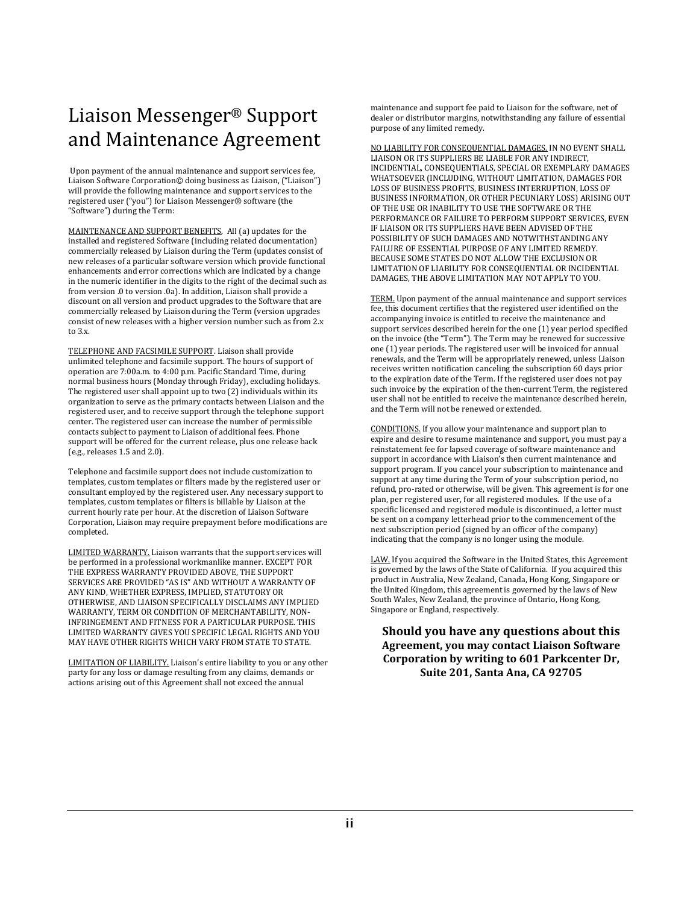# Liaison Messenger® Support and Maintenance Agreement

Upon payment of the annual maintenance and support services fee, Liaison Software Corporation© doing business as Liaison, ("Liaison") will provide the following maintenance and support services to the registered user ("you") for Liaison Messenger® software (the "Software") during the Term:

MAINTENANCE AND SUPPORT BENEFITS. All (a) updates for the installed and registered Software (including related documentation) commercially released by Liaison during the Term (updates consist of new releases of a particular software version which provide functional enhancements and error corrections which are indicated by a change in the numeric identifier in the digits to the right of the decimal such as from version .0 to version .0a). In addition, Liaison shall provide a discount on all version and product upgrades to the Software that are commercially released by Liaison during the Term (version upgrades consist of new releases with a higher version number such as from 2.x to 3.x.

TELEPHONE AND FACSIMILE SUPPORT. Liaison shall provide unlimited telephone and facsimile support. The hours of support of operation are 7:00a.m. to 4:00 p.m. Pacific Standard Time, during normal business hours (Monday through Friday), excluding holidays. The registered user shall appoint up to two (2) individuals within its organization to serve as the primary contacts between Liaison and the registered user, and to receive support through the telephone support center. The registered user can increase the number of permissible contacts subject to payment to Liaison of additional fees. Phone support will be offered for the current release, plus one release back (e.g., releases 1.5 and 2.0).

Telephone and facsimile support does not include customization to templates, custom templates or filters made by the registered user or consultant employed by the registered user. Any necessary support to templates, custom templates or filters is billable by Liaison at the current hourly rate per hour. At the discretion of Liaison Software Corporation, Liaison may require prepayment before modifications are completed.

LIMITED WARRANTY. Liaison warrants that the support services will be performed in a professional workmanlike manner. EXCEPT FOR THE EXPRESS WARRANTY PROVIDED ABOVE, THE SUPPORT SERVICES ARE PROVIDED "AS IS" AND WITHOUT A WARRANTY OF ANY KIND, WHETHER EXPRESS, IMPLIED, STATUTORY OR OTHERWISE, AND LIAISON SPECIFICALLY DISCLAIMS ANY IMPLIED WARRANTY, TERM OR CONDITION OF MERCHANTABILITY, NON-INFRINGEMENT AND FITNESS FOR A PARTICULAR PURPOSE. THIS LIMITED WARRANTY GIVES YOU SPECIFIC LEGAL RIGHTS AND YOU MAY HAVE OTHER RIGHTS WHICH VARY FROM STATE TO STATE.

LIMITATION OF LIABILITY. Liaison's entire liability to you or any other party for any loss or damage resulting from any claims, demands or actions arising out of this Agreement shall not exceed the annual maintenance and support fee paid to Liaison for the software, net of dealer or distributor margins, notwithstanding any failure of essential purpose of any limited remedy.

NO LIABILITY FOR CONSEQUENTIAL DAMAGES. IN NO EVENT SHALL LIAISON OR ITS SUPPLIERS BE LIABLE FOR ANY INDIRECT, INCIDENTIAL, CONSEQUENTIALS, SPECIAL OR EXEMPLARY DAMAGES WHATSOEVER (INCLUDING, WITHOUT LIMITATION, DAMAGES FOR LOSS OF BUSINESS PROFITS, BUSINESS INTERRUPTION, LOSS OF BUSINESS INFORMATION, OR OTHER PECUNIARY LOSS) ARISING OUT OF THE USE OR INABILITY TO USE THE SOFTWARE OR THE PERFORMANCE OR FAILURE TO PERFORM SUPPORT SERVICES, EVEN IF LIAISON OR ITS SUPPLIERS HAVE BEEN ADVISED OF THE POSSIBILITY OF SUCH DAMAGES AND NOTWITHSTANDING ANY FAILURE OF ESSENTIAL PURPOSE OF ANY LIMITED REMEDY. BECAUSE SOME STATES DO NOT ALLOW THE EXCLUSION OR LIMITATION OF LIABILITY FOR CONSEQUENTIAL OR INCIDENTIAL DAMAGES, THE ABOVE LIMITATION MAY NOT APPLY TO YOU.

TERM. Upon payment of the annual maintenance and support services fee, this document certifies that the registered user identified on the accompanying invoice is entitled to receive the maintenance and support services described herein for the one (1) year period specified on the invoice (the "Term"). The Term may be renewed for successive one (1) year periods. The registered user will be invoiced for annual renewals, and the Term will be appropriately renewed, unless Liaison receives written notification canceling the subscription 60 days prior to the expiration date of the Term. If the registered user does not pay such invoice by the expiration of the then-current Term, the registered user shall not be entitled to receive the maintenance described herein, and the Term will not be renewed or extended.

CONDITIONS. If you allow your maintenance and support plan to expire and desire to resume maintenance and support, you must pay a reinstatement fee for lapsed coverage of software maintenance and support in accordance with Liaison's then current maintenance and support program. If you cancel your subscription to maintenance and support at any time during the Term of your subscription period, no refund, pro-rated or otherwise, will be given. This agreement is for one plan, per registered user, for all registered modules. If the use of a specific licensed and registered module is discontinued, a letter must be sent on a company letterhead prior to the commencement of the next subscription period (signed by an officer of the company) indicating that the company is no longer using the module.

LAW. If you acquired the Software in the United States, this Agreement is governed by the laws of the State of California. If you acquired this product in Australia, New Zealand, Canada, Hong Kong, Singapore or the United Kingdom, this agreement is governed by the laws of New South Wales, New Zealand, the province of Ontario, Hong Kong, Singapore or England, respectively.

**Should you have any questions about this Agreement, you may contact Liaison Software Corporation by writing to 601 Parkcenter Dr, Suite 201, Santa Ana, CA 92705**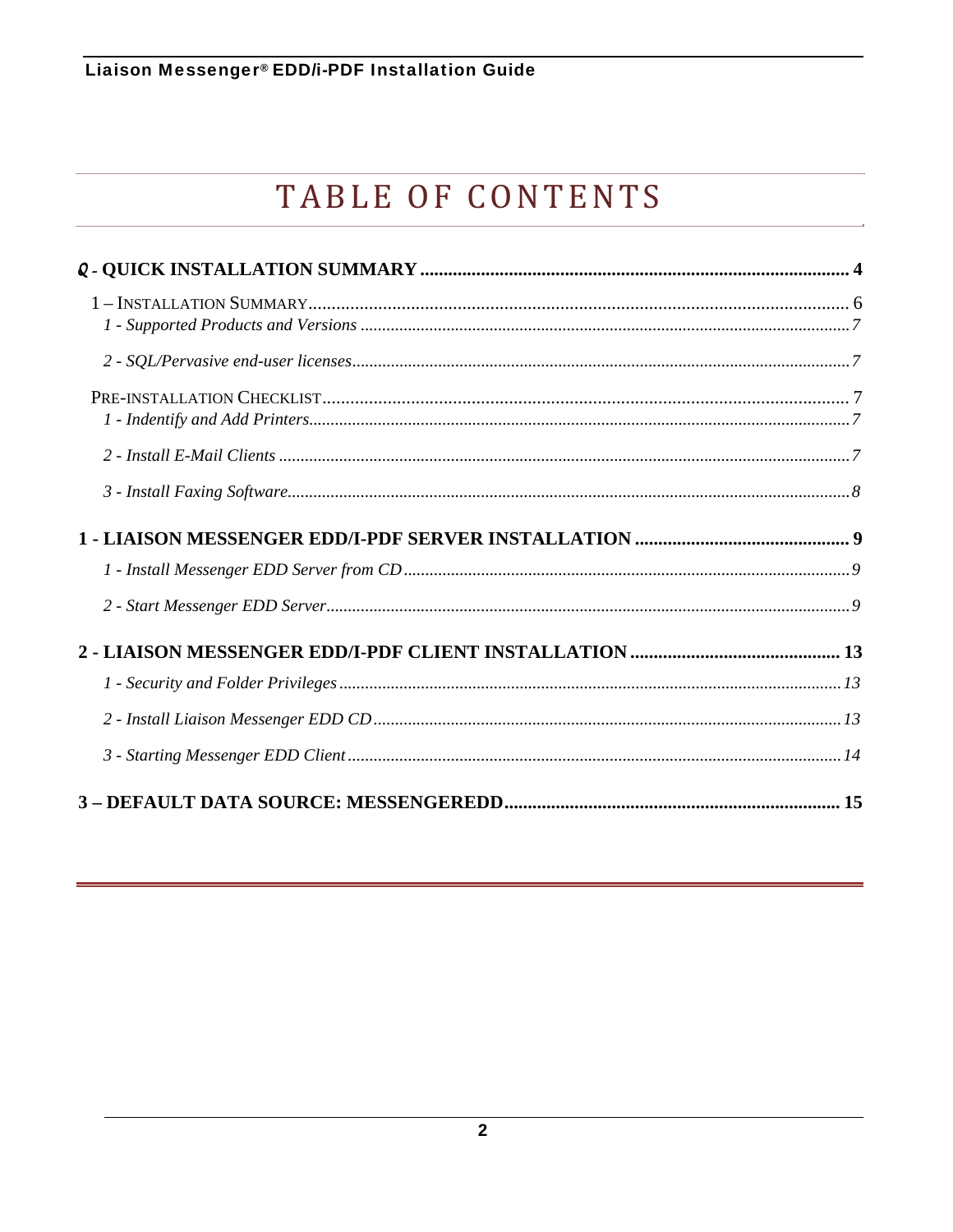# TABLE OF CONTENTS

**Q - QUICK INSTALLATION SUMMARY** ........ **4**

1 – INSTALLATION SUMMARY ........ 6

*1 - Supported Products and Versions ........ 7*

*2 - SQL/Pervasive end-user licenses ........ 7*

PRE-INSTALLATION CHECKLIST ........ 7

*1 - Indentify and Add Printers ........ 7*

*2 - Install E-Mail Clients ........ 7*

*3 - Install Faxing Software ........ 8*

**1 - LIAISON MESSENGER EDD/I-PDF SERVER INSTALLATION** ........ **9**

*1 - Install Messenger EDD Server from CD ........ 9*

*2 - Start Messenger EDD Server ........ 9*

**2 - LIAISON MESSENGER EDD/I-PDF CLIENT INSTALLATION** ........ **13**

*1 - Security and Folder Privileges ........ 13*

*2 - Install Liaison Messenger EDD CD ........ 13*

*3 - Starting Messenger EDD Client ........ 14*

**3 – DEFAULT DATA SOURCE: MESSENGEREDD** ........ **15**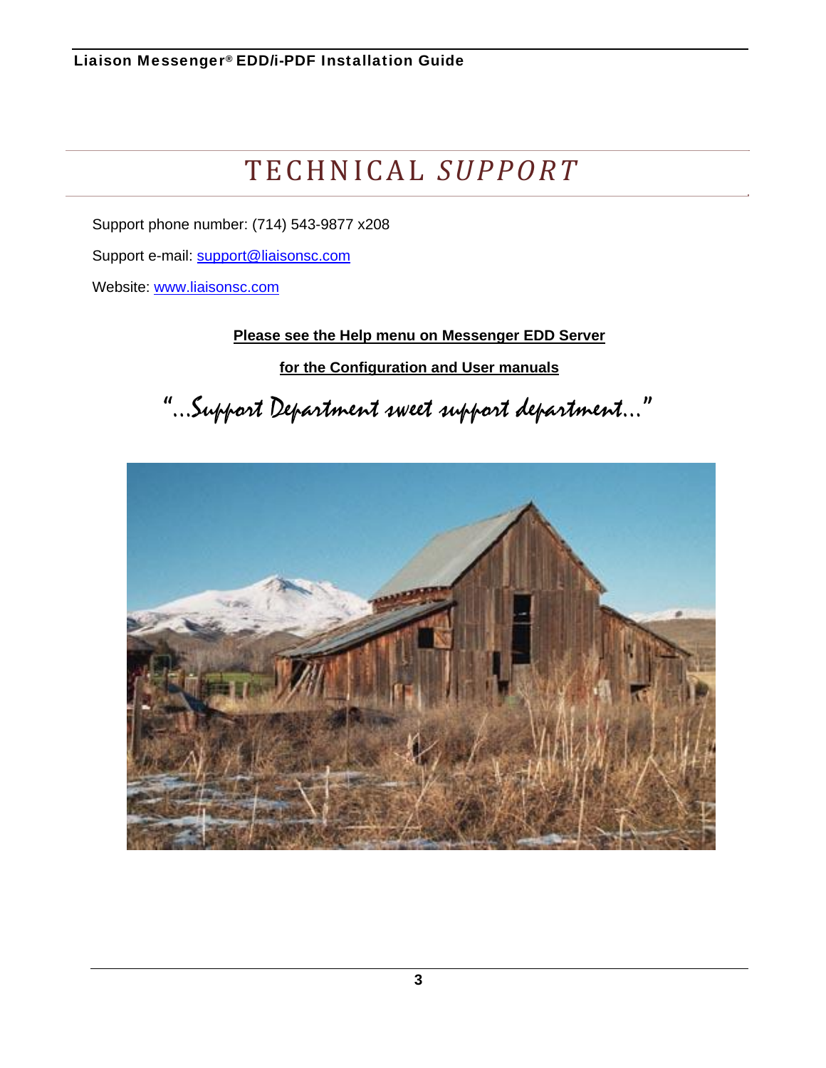# TECHNICAL *SUPPORT*

Support phone number: (714) 543-9877 x208

Support e-mail: support@liaisonsc.com

Website: www.liaisonsc.com

**Please see the Help menu on Messenger EDD Server**

**for the Configuration and User manuals**

*"…Support Department sweet support department…"*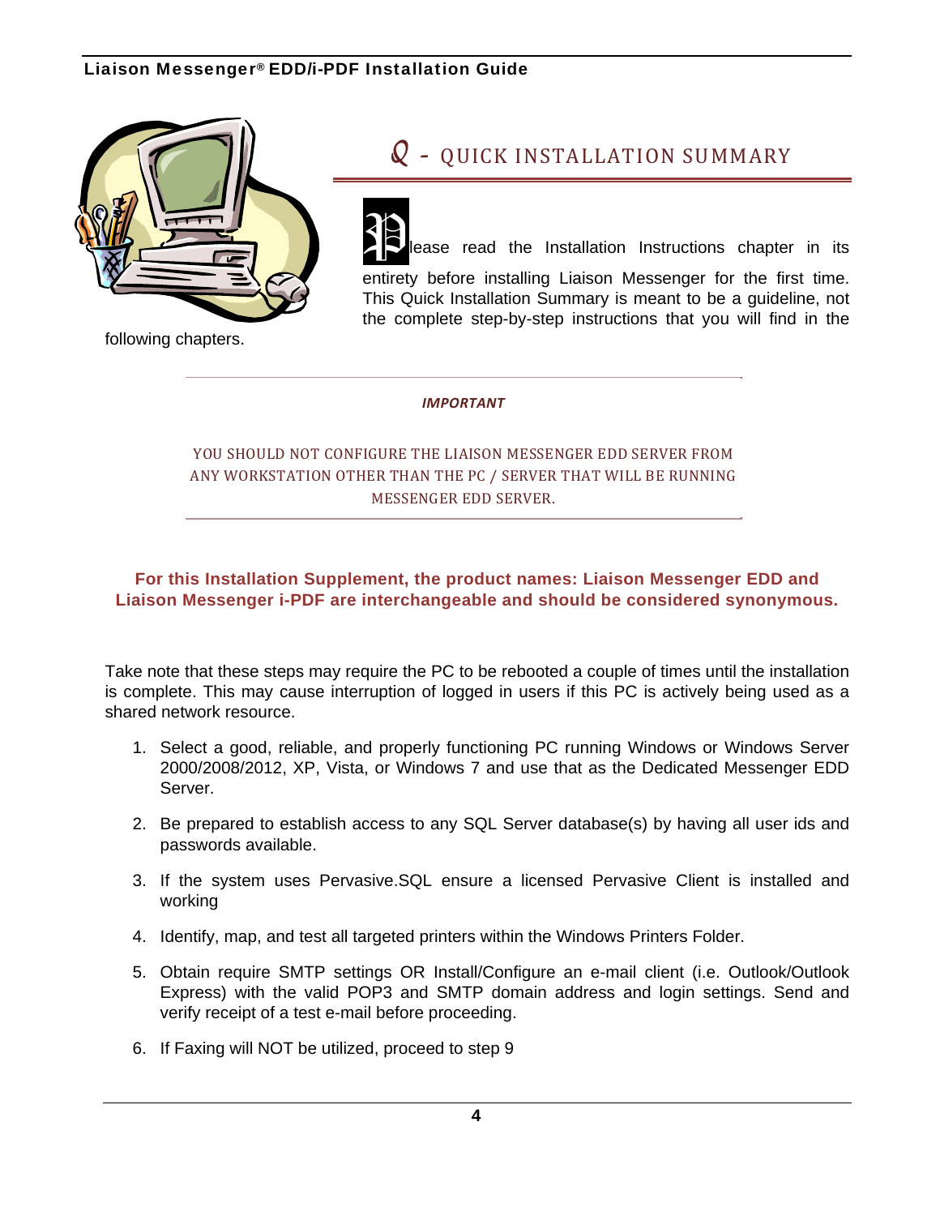# Q - QUICK INSTALLATION SUMMARY

Please read the Installation Instructions chapter in its entirety before installing Liaison Messenger for the first time. This Quick Installation Summary is meant to be a guideline, not the complete step-by-step instructions that you will find in the following chapters.

---

***IMPORTANT***

YOU SHOULD NOT CONFIGURE THE LIAISON MESSENGER EDD SERVER FROM ANY WORKSTATION OTHER THAN THE PC / SERVER THAT WILL BE RUNNING MESSENGER EDD SERVER.

---

**For this Installation Supplement, the product names: Liaison Messenger EDD and Liaison Messenger i-PDF are interchangeable and should be considered synonymous.**

Take note that these steps may require the PC to be rebooted a couple of times until the installation is complete. This may cause interruption of logged in users if this PC is actively being used as a shared network resource.

1. Select a good, reliable, and properly functioning PC running Windows or Windows Server 2000/2008/2012, XP, Vista, or Windows 7 and use that as the Dedicated Messenger EDD Server.
2. Be prepared to establish access to any SQL Server database(s) by having all user ids and passwords available.
3. If the system uses Pervasive.SQL ensure a licensed Pervasive Client is installed and working
4. Identify, map, and test all targeted printers within the Windows Printers Folder.
5. Obtain require SMTP settings OR Install/Configure an e-mail client (i.e. Outlook/Outlook Express) with the valid POP3 and SMTP domain address and login settings. Send and verify receipt of a test e-mail before proceeding.
6. If Faxing will NOT be utilized, proceed to step 9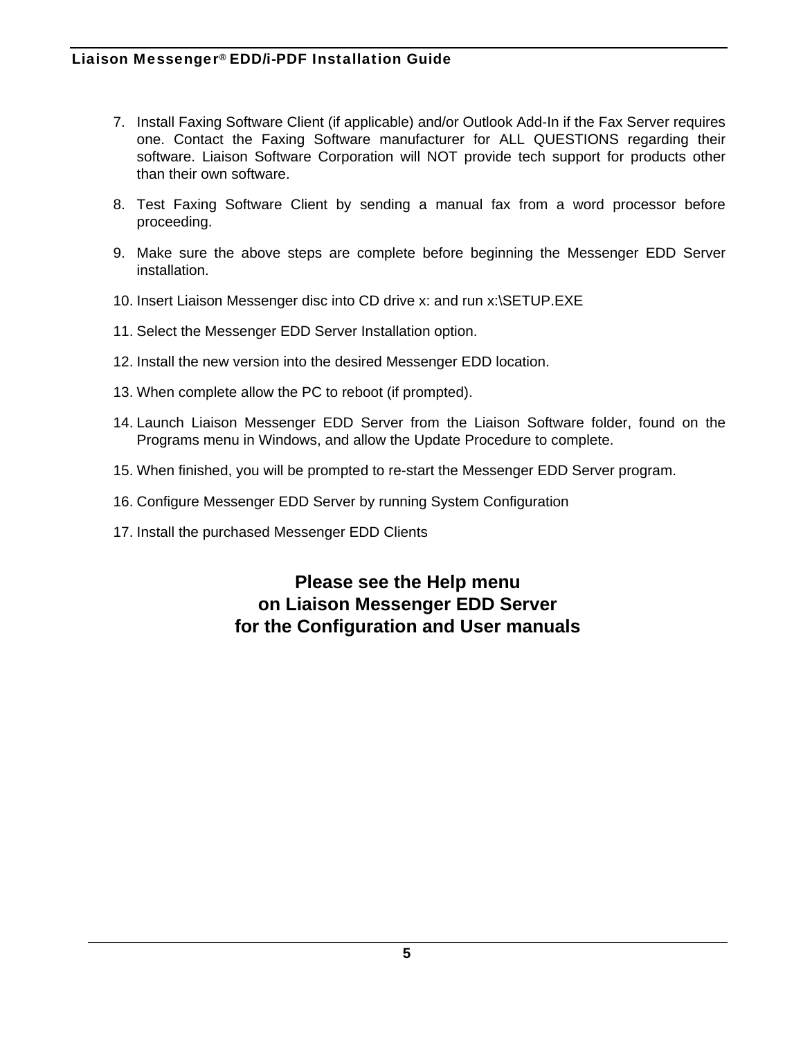7. Install Faxing Software Client (if applicable) and/or Outlook Add-In if the Fax Server requires one. Contact the Faxing Software manufacturer for ALL QUESTIONS regarding their software. Liaison Software Corporation will NOT provide tech support for products other than their own software.
8. Test Faxing Software Client by sending a manual fax from a word processor before proceeding.
9. Make sure the above steps are complete before beginning the Messenger EDD Server installation.
10. Insert Liaison Messenger disc into CD drive x: and run x:\SETUP.EXE
11. Select the Messenger EDD Server Installation option.
12. Install the new version into the desired Messenger EDD location.
13. When complete allow the PC to reboot (if prompted).
14. Launch Liaison Messenger EDD Server from the Liaison Software folder, found on the Programs menu in Windows, and allow the Update Procedure to complete.
15. When finished, you will be prompted to re-start the Messenger EDD Server program.
16. Configure Messenger EDD Server by running System Configuration
17. Install the purchased Messenger EDD Clients

**Please see the Help menu**
**on Liaison Messenger EDD Server**
**for the Configuration and User manuals**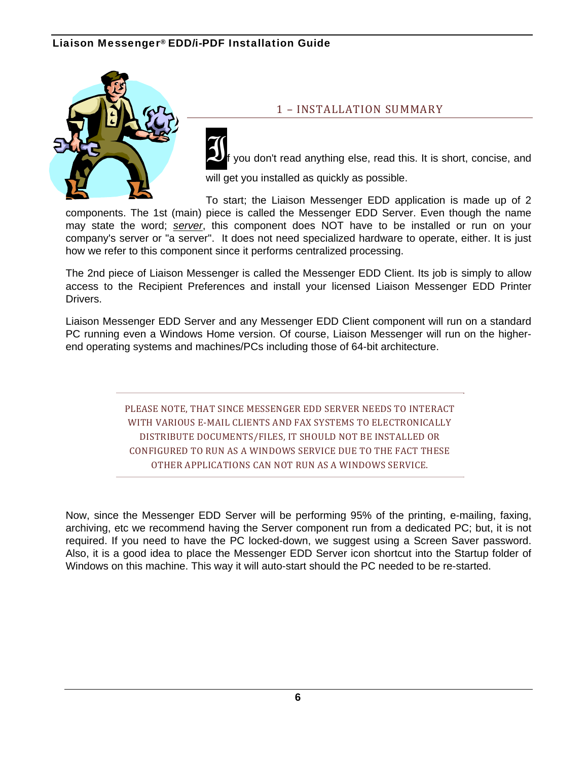## 1 – INSTALLATION SUMMARY

If you don't read anything else, read this. It is short, concise, and will get you installed as quickly as possible.

To start; the Liaison Messenger EDD application is made up of 2 components. The 1st (main) piece is called the Messenger EDD Server. Even though the name may state the word; *server*, this component does NOT have to be installed or run on your company's server or "a server". It does not need specialized hardware to operate, either. It is just how we refer to this component since it performs centralized processing.

The 2nd piece of Liaison Messenger is called the Messenger EDD Client. Its job is simply to allow access to the Recipient Preferences and install your licensed Liaison Messenger EDD Printer Drivers.

Liaison Messenger EDD Server and any Messenger EDD Client component will run on a standard PC running even a Windows Home version. Of course, Liaison Messenger will run on the higher-end operating systems and machines/PCs including those of 64-bit architecture.

PLEASE NOTE, THAT SINCE MESSENGER EDD SERVER NEEDS TO INTERACT WITH VARIOUS E-MAIL CLIENTS AND FAX SYSTEMS TO ELECTRONICALLY DISTRIBUTE DOCUMENTS/FILES, IT SHOULD NOT BE INSTALLED OR CONFIGURED TO RUN AS A WINDOWS SERVICE DUE TO THE FACT THESE OTHER APPLICATIONS CAN NOT RUN AS A WINDOWS SERVICE.

Now, since the Messenger EDD Server will be performing 95% of the printing, e-mailing, faxing, archiving, etc we recommend having the Server component run from a dedicated PC; but, it is not required. If you need to have the PC locked-down, we suggest using a Screen Saver password. Also, it is a good idea to place the Messenger EDD Server icon shortcut into the Startup folder of Windows on this machine. This way it will auto-start should the PC needed to be re-started.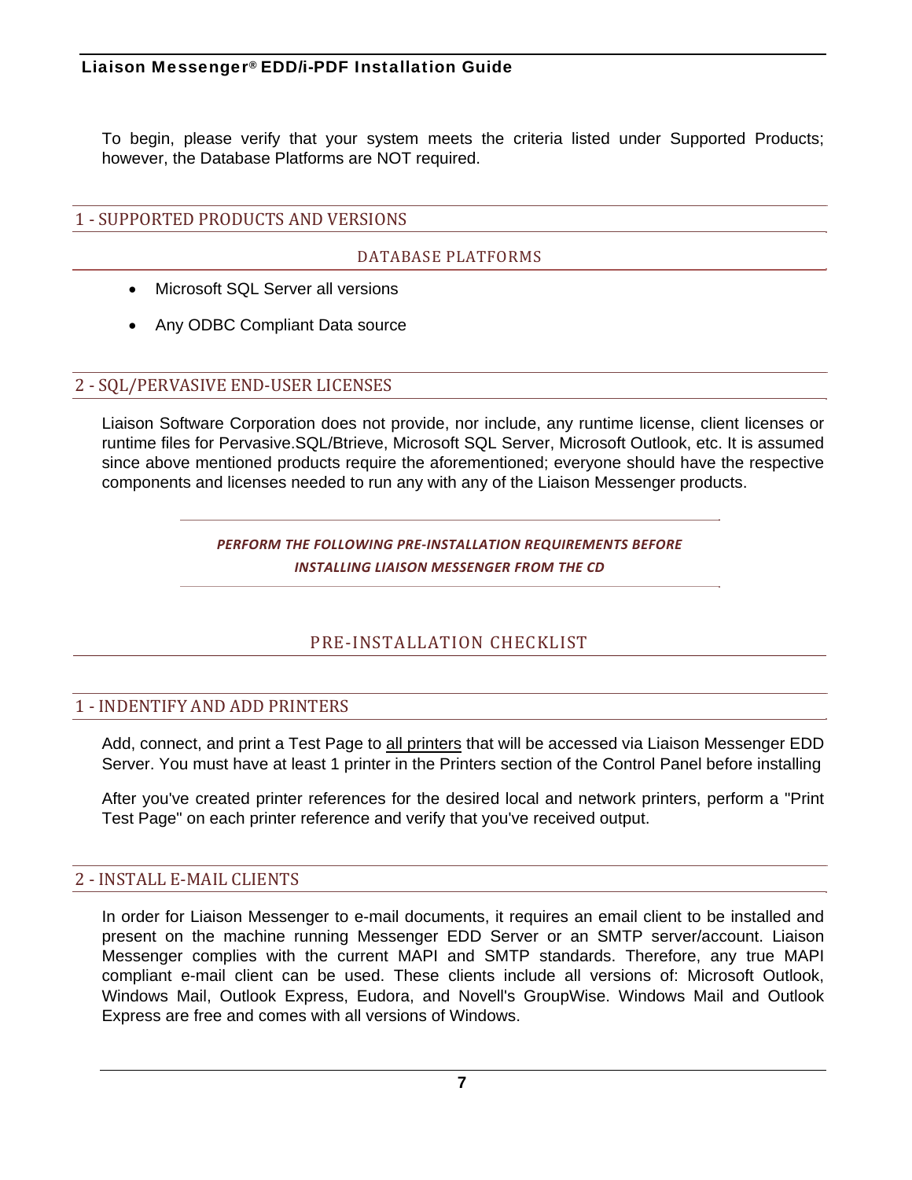To begin, please verify that your system meets the criteria listed under Supported Products; however, the Database Platforms are NOT required.

## 1 - SUPPORTED PRODUCTS AND VERSIONS

### DATABASE PLATFORMS

- Microsoft SQL Server all versions
- Any ODBC Compliant Data source

## 2 - SQL/PERVASIVE END-USER LICENSES

Liaison Software Corporation does not provide, nor include, any runtime license, client licenses or runtime files for Pervasive.SQL/Btrieve, Microsoft SQL Server, Microsoft Outlook, etc. It is assumed since above mentioned products require the aforementioned; everyone should have the respective components and licenses needed to run any with any of the Liaison Messenger products.

***PERFORM THE FOLLOWING PRE-INSTALLATION REQUIREMENTS BEFORE INSTALLING LIAISON MESSENGER FROM THE CD***

# PRE-INSTALLATION CHECKLIST

## 1 - INDENTIFY AND ADD PRINTERS

Add, connect, and print a Test Page to all printers that will be accessed via Liaison Messenger EDD Server. You must have at least 1 printer in the Printers section of the Control Panel before installing

After you've created printer references for the desired local and network printers, perform a "Print Test Page" on each printer reference and verify that you've received output.

## 2 - INSTALL E-MAIL CLIENTS

In order for Liaison Messenger to e-mail documents, it requires an email client to be installed and present on the machine running Messenger EDD Server or an SMTP server/account. Liaison Messenger complies with the current MAPI and SMTP standards. Therefore, any true MAPI compliant e-mail client can be used. These clients include all versions of: Microsoft Outlook, Windows Mail, Outlook Express, Eudora, and Novell's GroupWise. Windows Mail and Outlook Express are free and comes with all versions of Windows.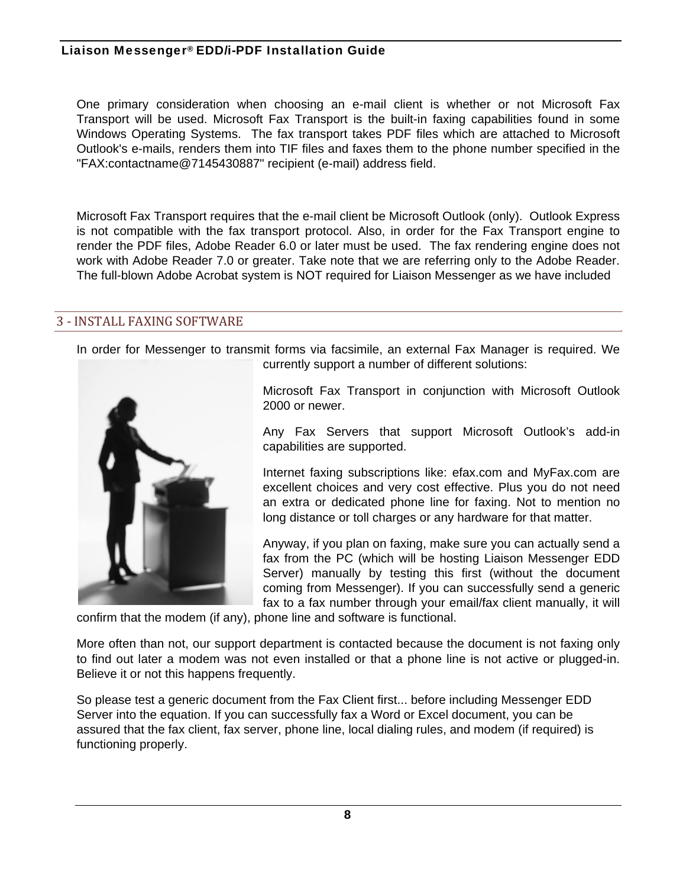One primary consideration when choosing an e-mail client is whether or not Microsoft Fax Transport will be used. Microsoft Fax Transport is the built-in faxing capabilities found in some Windows Operating Systems.  The fax transport takes PDF files which are attached to Microsoft Outlook's e-mails, renders them into TIF files and faxes them to the phone number specified in the "FAX:contactname@7145430887" recipient (e-mail) address field.

Microsoft Fax Transport requires that the e-mail client be Microsoft Outlook (only).  Outlook Express is not compatible with the fax transport protocol. Also, in order for the Fax Transport engine to render the PDF files, Adobe Reader 6.0 or later must be used.  The fax rendering engine does not work with Adobe Reader 7.0 or greater. Take note that we are referring only to the Adobe Reader. The full-blown Adobe Acrobat system is NOT required for Liaison Messenger as we have included

## 3 - INSTALL FAXING SOFTWARE

In order for Messenger to transmit forms via facsimile, an external Fax Manager is required. We currently support a number of different solutions:

Microsoft Fax Transport in conjunction with Microsoft Outlook 2000 or newer.

Any Fax Servers that support Microsoft Outlook's add-in capabilities are supported.

Internet faxing subscriptions like: efax.com and MyFax.com are excellent choices and very cost effective. Plus you do not need an extra or dedicated phone line for faxing. Not to mention no long distance or toll charges or any hardware for that matter.

Anyway, if you plan on faxing, make sure you can actually send a fax from the PC (which will be hosting Liaison Messenger EDD Server) manually by testing this first (without the document coming from Messenger). If you can successfully send a generic fax to a fax number through your email/fax client manually, it will confirm that the modem (if any), phone line and software is functional.

More often than not, our support department is contacted because the document is not faxing only to find out later a modem was not even installed or that a phone line is not active or plugged-in. Believe it or not this happens frequently.

So please test a generic document from the Fax Client first... before including Messenger EDD Server into the equation. If you can successfully fax a Word or Excel document, you can be assured that the fax client, fax server, phone line, local dialing rules, and modem (if required) is functioning properly.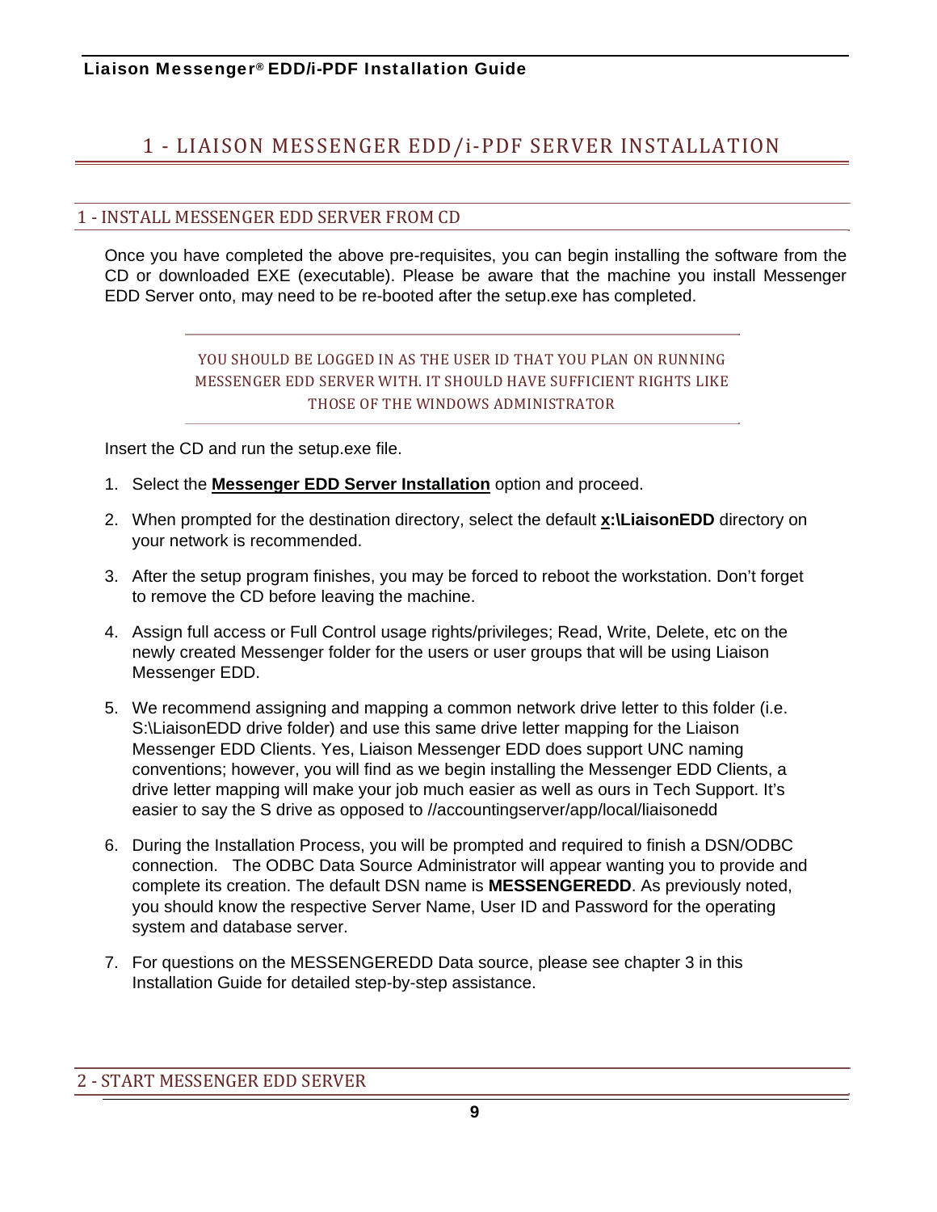# 1 - LIAISON MESSENGER EDD/i-PDF SERVER INSTALLATION

## 1 - INSTALL MESSENGER EDD SERVER FROM CD

Once you have completed the above pre-requisites, you can begin installing the software from the CD or downloaded EXE (executable). Please be aware that the machine you install Messenger EDD Server onto, may need to be re-booted after the setup.exe has completed.

> YOU SHOULD BE LOGGED IN AS THE USER ID THAT YOU PLAN ON RUNNING MESSENGER EDD SERVER WITH. IT SHOULD HAVE SUFFICIENT RIGHTS LIKE THOSE OF THE WINDOWS ADMINISTRATOR

Insert the CD and run the setup.exe file.

1. Select the **Messenger EDD Server Installation** option and proceed.
2. When prompted for the destination directory, select the default **x:\LiaisonEDD** directory on your network is recommended.
3. After the setup program finishes, you may be forced to reboot the workstation. Don't forget to remove the CD before leaving the machine.
4. Assign full access or Full Control usage rights/privileges; Read, Write, Delete, etc on the newly created Messenger folder for the users or user groups that will be using Liaison Messenger EDD.
5. We recommend assigning and mapping a common network drive letter to this folder (i.e. S:\LiaisonEDD drive folder) and use this same drive letter mapping for the Liaison Messenger EDD Clients. Yes, Liaison Messenger EDD does support UNC naming conventions; however, you will find as we begin installing the Messenger EDD Clients, a drive letter mapping will make your job much easier as well as ours in Tech Support. It's easier to say the S drive as opposed to //accountingserver/app/local/liaisonedd
6. During the Installation Process, you will be prompted and required to finish a DSN/ODBC connection. The ODBC Data Source Administrator will appear wanting you to provide and complete its creation. The default DSN name is **MESSENGEREDD**. As previously noted, you should know the respective Server Name, User ID and Password for the operating system and database server.
7. For questions on the MESSENGEREDD Data source, please see chapter 3 in this Installation Guide for detailed step-by-step assistance.

## 2 - START MESSENGER EDD SERVER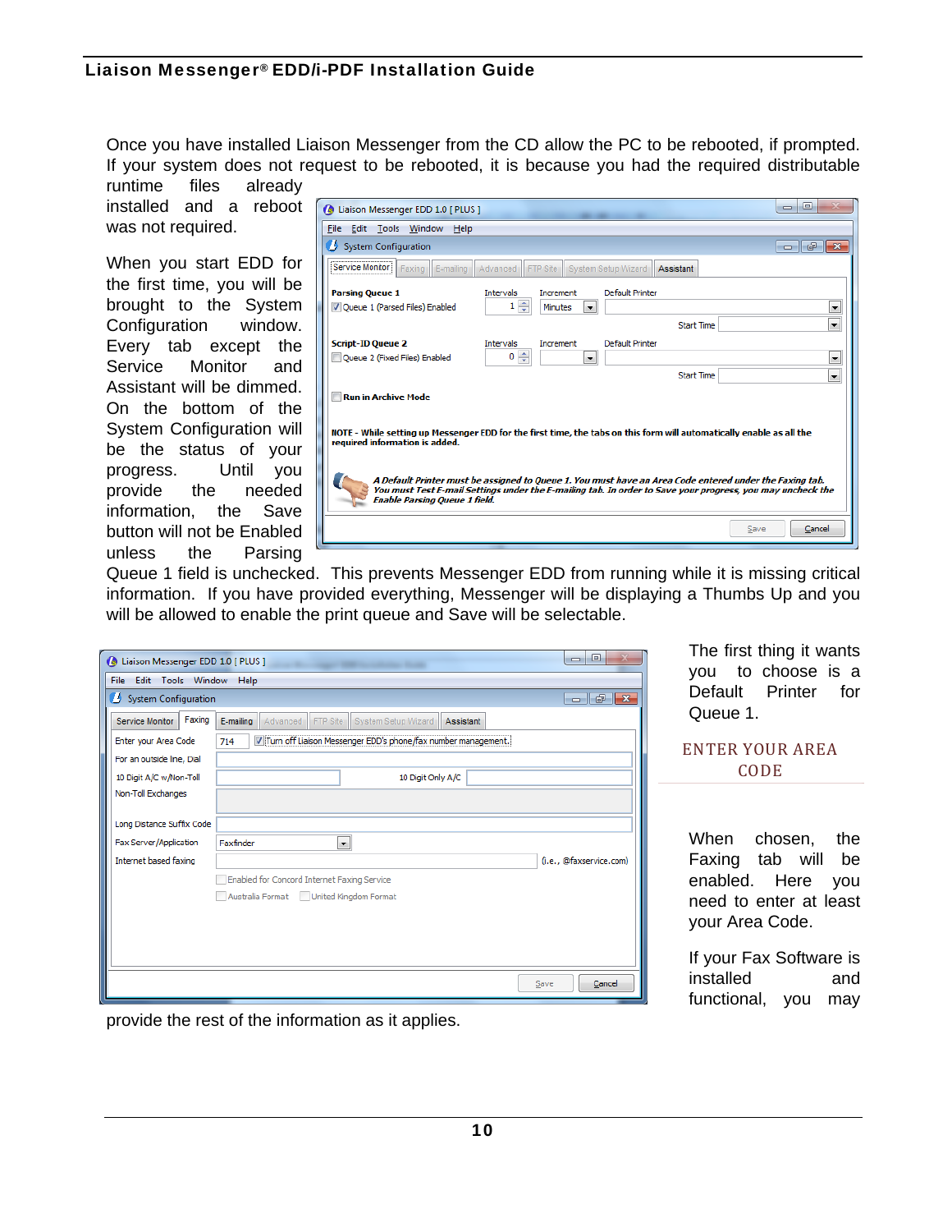Once you have installed Liaison Messenger from the CD allow the PC to be rebooted, if prompted. If your system does not request to be rebooted, it is because you had the required distributable runtime files already installed and a reboot was not required.

When you start EDD for the first time, you will be brought to the System Configuration window. Every tab except the Service Monitor and Assistant will be dimmed. On the bottom of the System Configuration will be the status of your progress. Until you provide the needed information, the Save button will not be Enabled unless the Parsing Queue 1 field is unchecked. This prevents Messenger EDD from running while it is missing critical information. If you have provided everything, Messenger will be displaying a Thumbs Up and you will be allowed to enable the print queue and Save will be selectable.

The first thing it wants you to choose is a Default Printer for Queue 1.

## ENTER YOUR AREA CODE

When chosen, the Faxing tab will be enabled. Here you need to enter at least your Area Code.

If your Fax Software is installed and functional, you may provide the rest of the information as it applies.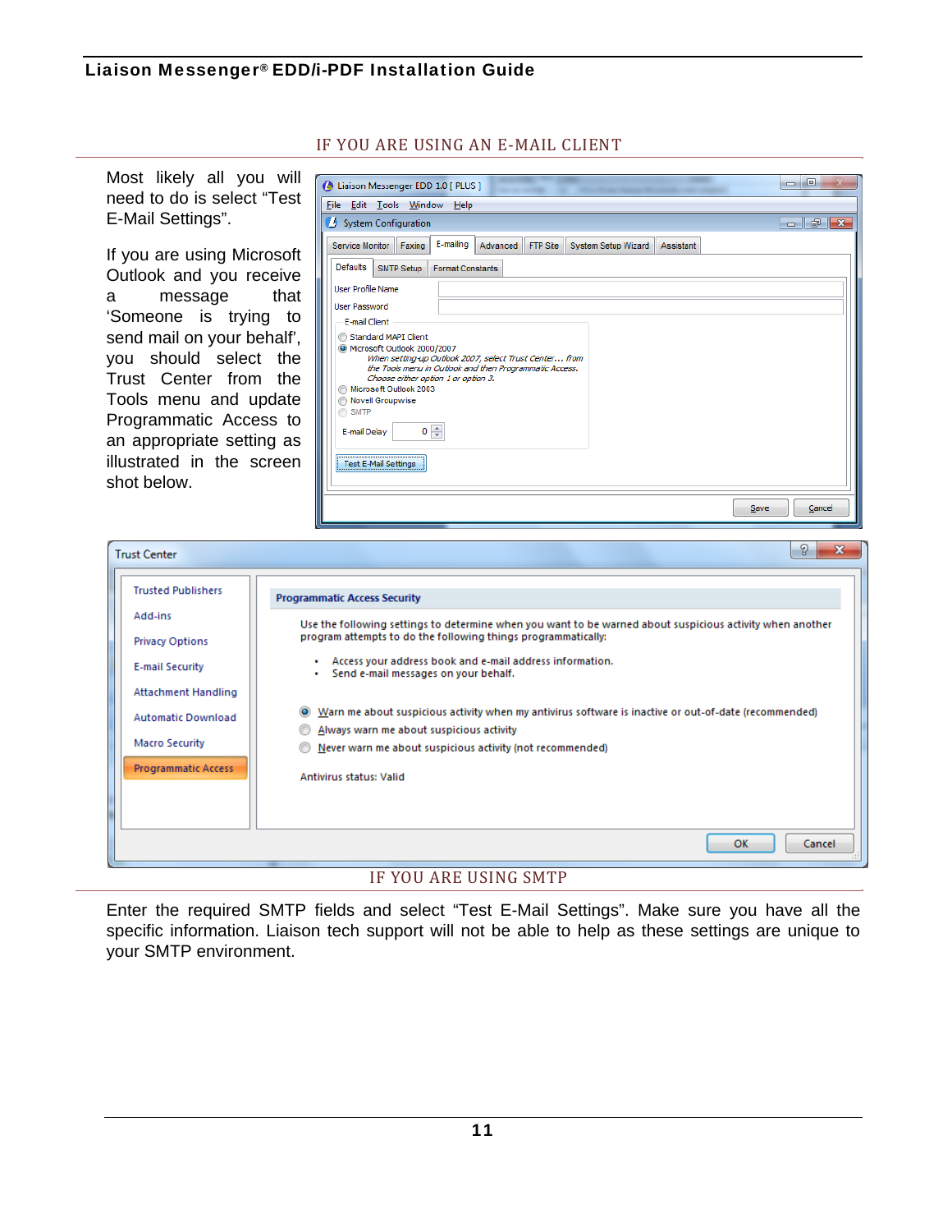## IF YOU ARE USING AN E-MAIL CLIENT

Most likely all you will need to do is select “Test E-Mail Settings”.

If you are using Microsoft Outlook and you receive a message that ‘Someone is trying to send mail on your behalf’, you should select the Trust Center from the Tools menu and update Programmatic Access to an appropriate setting as illustrated in the screen shot below.

## IF YOU ARE USING SMTP

Enter the required SMTP fields and select “Test E-Mail Settings”. Make sure you have all the specific information. Liaison tech support will not be able to help as these settings are unique to your SMTP environment.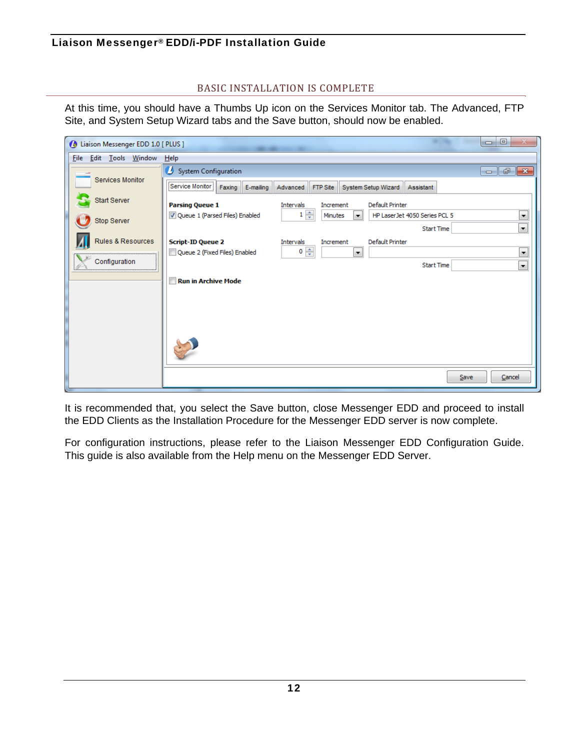## BASIC INSTALLATION IS COMPLETE

At this time, you should have a Thumbs Up icon on the Services Monitor tab. The Advanced, FTP Site, and System Setup Wizard tabs and the Save button, should now be enabled.

It is recommended that, you select the Save button, close Messenger EDD and proceed to install the EDD Clients as the Installation Procedure for the Messenger EDD server is now complete.

For configuration instructions, please refer to the Liaison Messenger EDD Configuration Guide. This guide is also available from the Help menu on the Messenger EDD Server.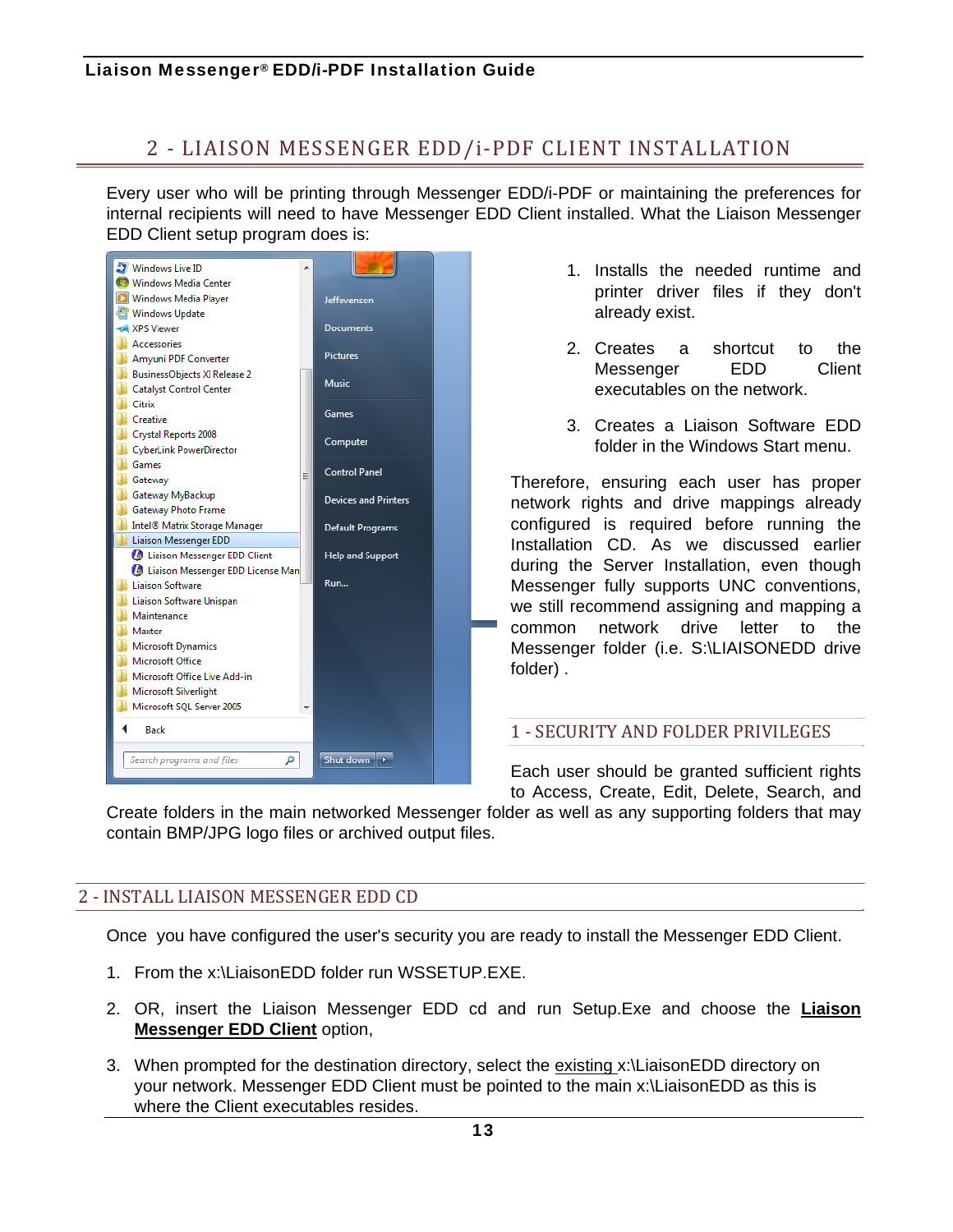# 2 - LIAISON MESSENGER EDD/i-PDF CLIENT INSTALLATION

Every user who will be printing through Messenger EDD/i-PDF or maintaining the preferences for internal recipients will need to have Messenger EDD Client installed. What the Liaison Messenger EDD Client setup program does is:

1. Installs the needed runtime and printer driver files if they don't already exist.
2. Creates a shortcut to the Messenger EDD Client executables on the network.
3. Creates a Liaison Software EDD folder in the Windows Start menu.

Therefore, ensuring each user has proper network rights and drive mappings already configured is required before running the Installation CD. As we discussed earlier during the Server Installation, even though Messenger fully supports UNC conventions, we still recommend assigning and mapping a common network drive letter to the Messenger folder (i.e. S:\LIAISONEDD drive folder) .

## 1 - SECURITY AND FOLDER PRIVILEGES

Each user should be granted sufficient rights to Access, Create, Edit, Delete, Search, and Create folders in the main networked Messenger folder as well as any supporting folders that may contain BMP/JPG logo files or archived output files.

## 2 - INSTALL LIAISON MESSENGER EDD CD

Once you have configured the user's security you are ready to install the Messenger EDD Client.

1. From the x:\LiaisonEDD folder run WSSETUP.EXE.
2. OR, insert the Liaison Messenger EDD cd and run Setup.Exe and choose the **Liaison Messenger EDD Client** option,
3. When prompted for the destination directory, select the existing x:\LiaisonEDD directory on your network. Messenger EDD Client must be pointed to the main x:\LiaisonEDD as this is where the Client executables resides.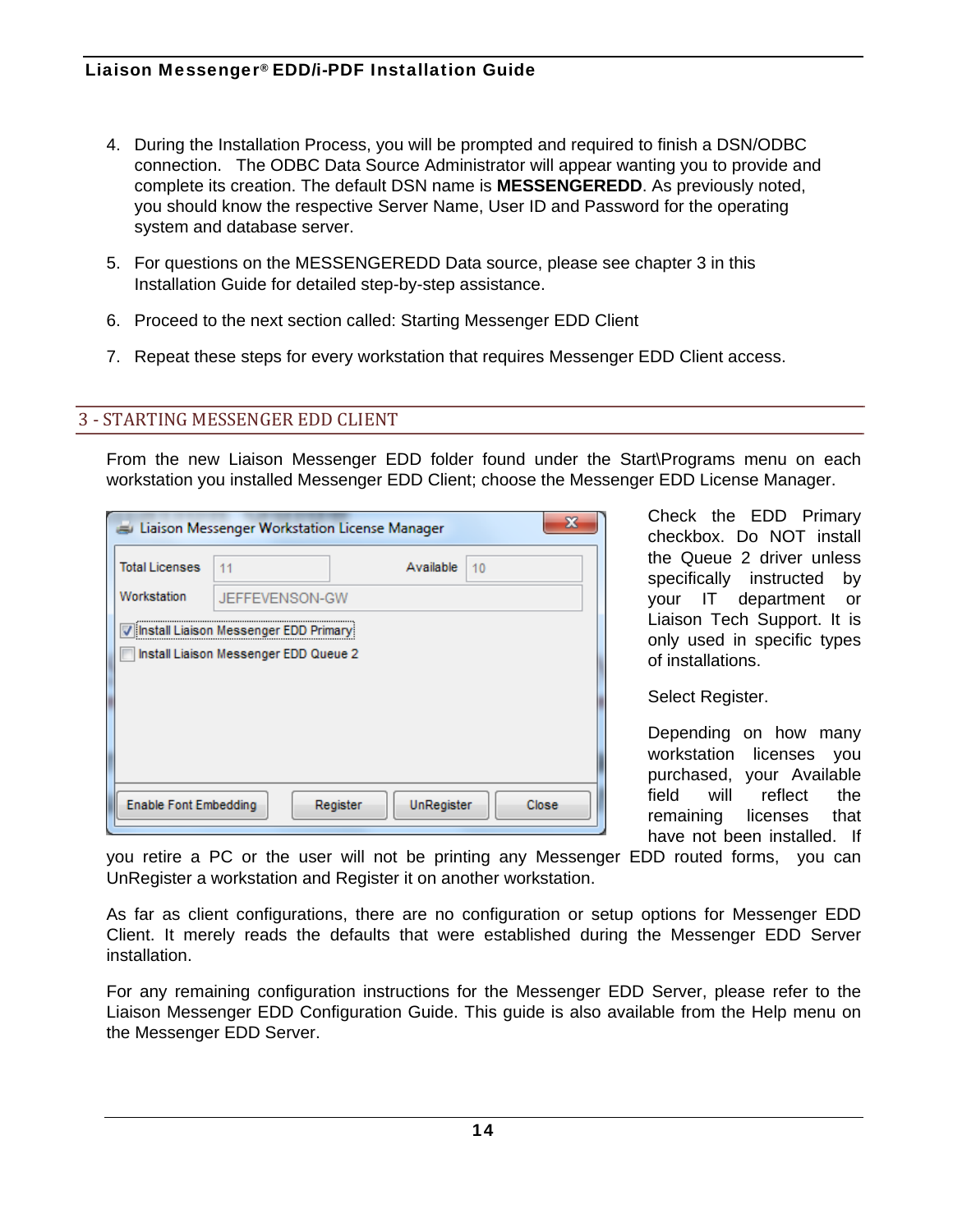4. During the Installation Process, you will be prompted and required to finish a DSN/ODBC connection. The ODBC Data Source Administrator will appear wanting you to provide and complete its creation. The default DSN name is **MESSENGEREDD**. As previously noted, you should know the respective Server Name, User ID and Password for the operating system and database server.

5. For questions on the MESSENGEREDD Data source, please see chapter 3 in this Installation Guide for detailed step-by-step assistance.

6. Proceed to the next section called: Starting Messenger EDD Client

7. Repeat these steps for every workstation that requires Messenger EDD Client access.

## 3 - STARTING MESSENGER EDD CLIENT

From the new Liaison Messenger EDD folder found under the Start\Programs menu on each workstation you installed Messenger EDD Client; choose the Messenger EDD License Manager.

Check the EDD Primary checkbox. Do NOT install the Queue 2 driver unless specifically instructed by your IT department or Liaison Tech Support. It is only used in specific types of installations.

Select Register.

Depending on how many workstation licenses you purchased, your Available field will reflect the remaining licenses that have not been installed. If you retire a PC or the user will not be printing any Messenger EDD routed forms, you can UnRegister a workstation and Register it on another workstation.

As far as client configurations, there are no configuration or setup options for Messenger EDD Client. It merely reads the defaults that were established during the Messenger EDD Server installation.

For any remaining configuration instructions for the Messenger EDD Server, please refer to the Liaison Messenger EDD Configuration Guide. This guide is also available from the Help menu on the Messenger EDD Server.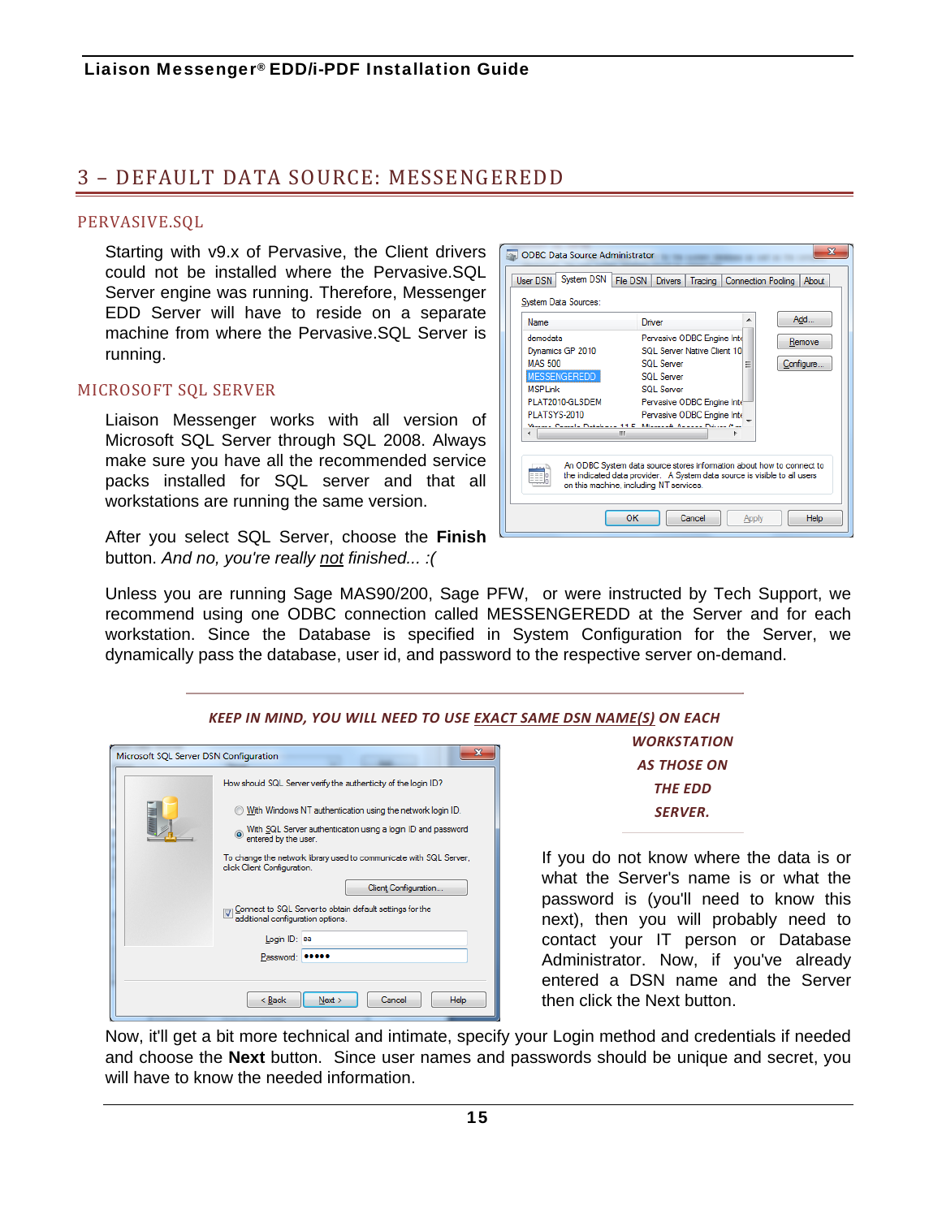# 3 – DEFAULT DATA SOURCE: MESSENGEREDD

## PERVASIVE.SQL

Starting with v9.x of Pervasive, the Client drivers could not be installed where the Pervasive.SQL Server engine was running. Therefore, Messenger EDD Server will have to reside on a separate machine from where the Pervasive.SQL Server is running.

## MICROSOFT SQL SERVER

Liaison Messenger works with all version of Microsoft SQL Server through SQL 2008. Always make sure you have all the recommended service packs installed for SQL server and that all workstations are running the same version.

After you select SQL Server, choose the **Finish** button. *And no, you're really not finished... :(*

Unless you are running Sage MAS90/200, Sage PFW, or were instructed by Tech Support, we recommend using one ODBC connection called MESSENGEREDD at the Server and for each workstation. Since the Database is specified in System Configuration for the Server, we dynamically pass the database, user id, and password to the respective server on-demand.

***KEEP IN MIND, YOU WILL NEED TO USE EXACT SAME DSN NAME(S) ON EACH WORKSTATION AS THOSE ON THE EDD SERVER.***

If you do not know where the data is or what the Server's name is or what the password is (you'll need to know this next), then you will probably need to contact your IT person or Database Administrator. Now, if you've already entered a DSN name and the Server then click the Next button.

Now, it'll get a bit more technical and intimate, specify your Login method and credentials if needed and choose the **Next** button. Since user names and passwords should be unique and secret, you will have to know the needed information.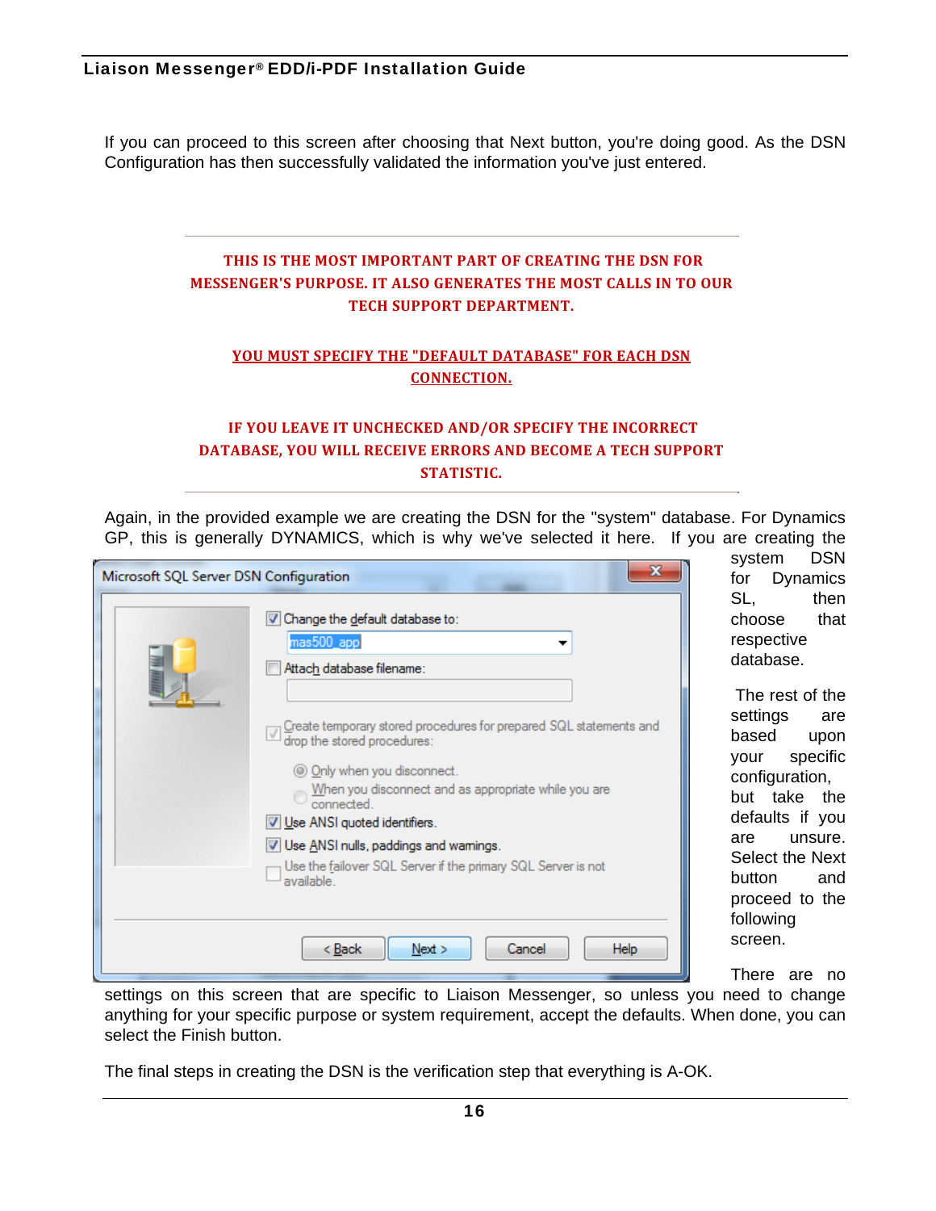If you can proceed to this screen after choosing that Next button, you're doing good. As the DSN Configuration has then successfully validated the information you've just entered.

---

**THIS IS THE MOST IMPORTANT PART OF CREATING THE DSN FOR MESSENGER'S PURPOSE. IT ALSO GENERATES THE MOST CALLS IN TO OUR TECH SUPPORT DEPARTMENT.**

**YOU MUST SPECIFY THE "DEFAULT DATABASE" FOR EACH DSN CONNECTION.**

**IF YOU LEAVE IT UNCHECKED AND/OR SPECIFY THE INCORRECT DATABASE, YOU WILL RECEIVE ERRORS AND BECOME A TECH SUPPORT STATISTIC.**

---

Again, in the provided example we are creating the DSN for the "system" database. For Dynamics GP, this is generally DYNAMICS, which is why we've selected it here. If you are creating the system DSN for Dynamics SL, then choose that respective database.

The rest of the settings are based upon your specific configuration, but take the defaults if you are unsure. Select the Next button and proceed to the following screen.

There are no settings on this screen that are specific to Liaison Messenger, so unless you need to change anything for your specific purpose or system requirement, accept the defaults. When done, you can select the Finish button.

The final steps in creating the DSN is the verification step that everything is A-OK.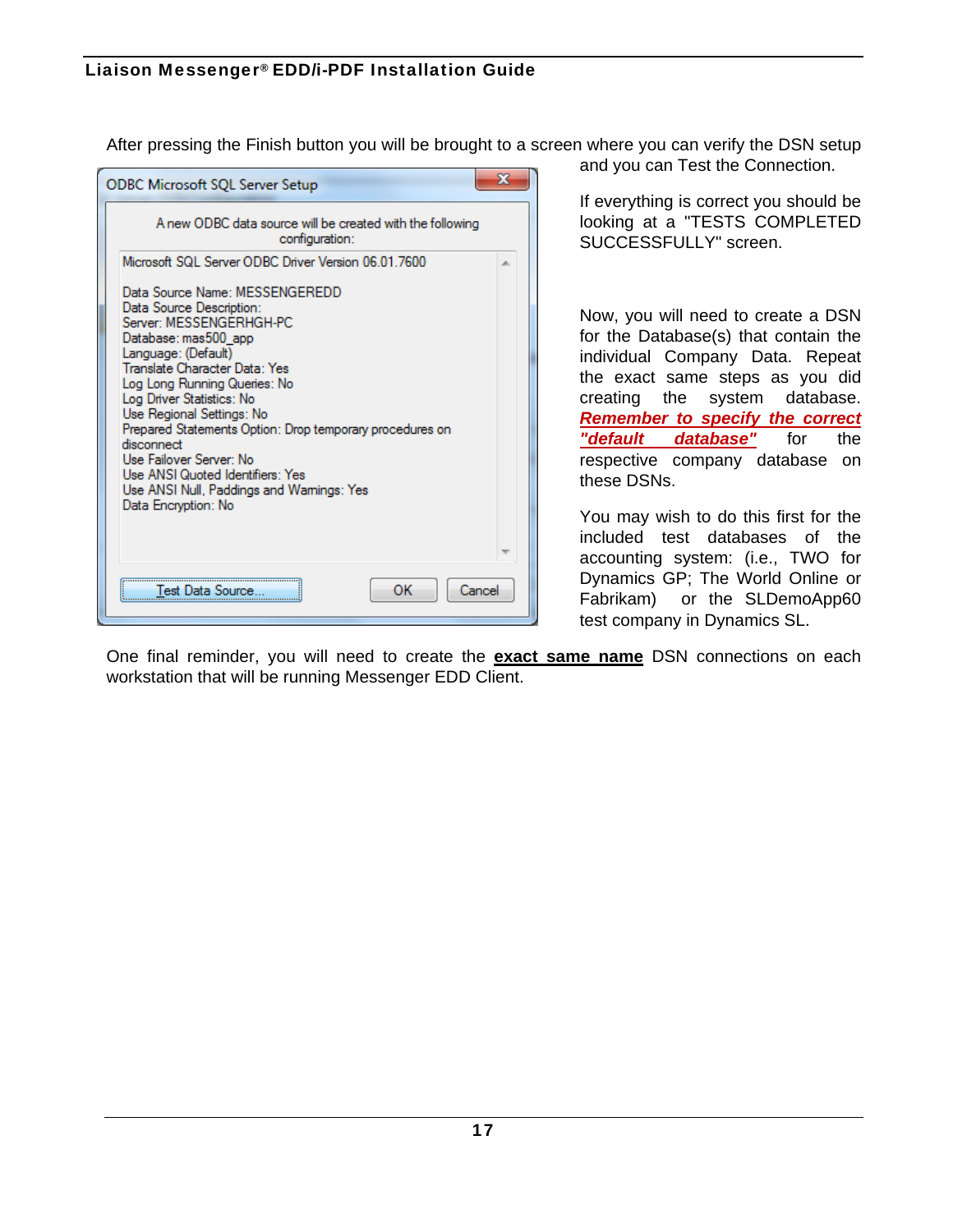After pressing the Finish button you will be brought to a screen where you can verify the DSN setup and you can Test the Connection.

ODBC Microsoft SQL Server Setup

A new ODBC data source will be created with the following configuration:

Microsoft SQL Server ODBC Driver Version 06.01.7600

Data Source Name: MESSENGEREDD
Data Source Description:
Server: MESSENGERHGH-PC
Database: mas500_app
Language: (Default)
Translate Character Data: Yes
Log Long Running Queries: No
Log Driver Statistics: No
Use Regional Settings: No
Prepared Statements Option: Drop temporary procedures on disconnect
Use Failover Server: No
Use ANSI Quoted Identifiers: Yes
Use ANSI Null, Paddings and Warnings: Yes
Data Encryption: No

Test Data Source... OK Cancel

If everything is correct you should be looking at a "TESTS COMPLETED SUCCESSFULLY" screen.

Now, you will need to create a DSN for the Database(s) that contain the individual Company Data. Repeat the exact same steps as you did creating the system database. ***Remember to specify the correct "default database"*** for the respective company database on these DSNs.

You may wish to do this first for the included test databases of the accounting system: (i.e., TWO for Dynamics GP; The World Online or Fabrikam) or the SLDemoApp60 test company in Dynamics SL.

One final reminder, you will need to create the **exact same name** DSN connections on each workstation that will be running Messenger EDD Client.